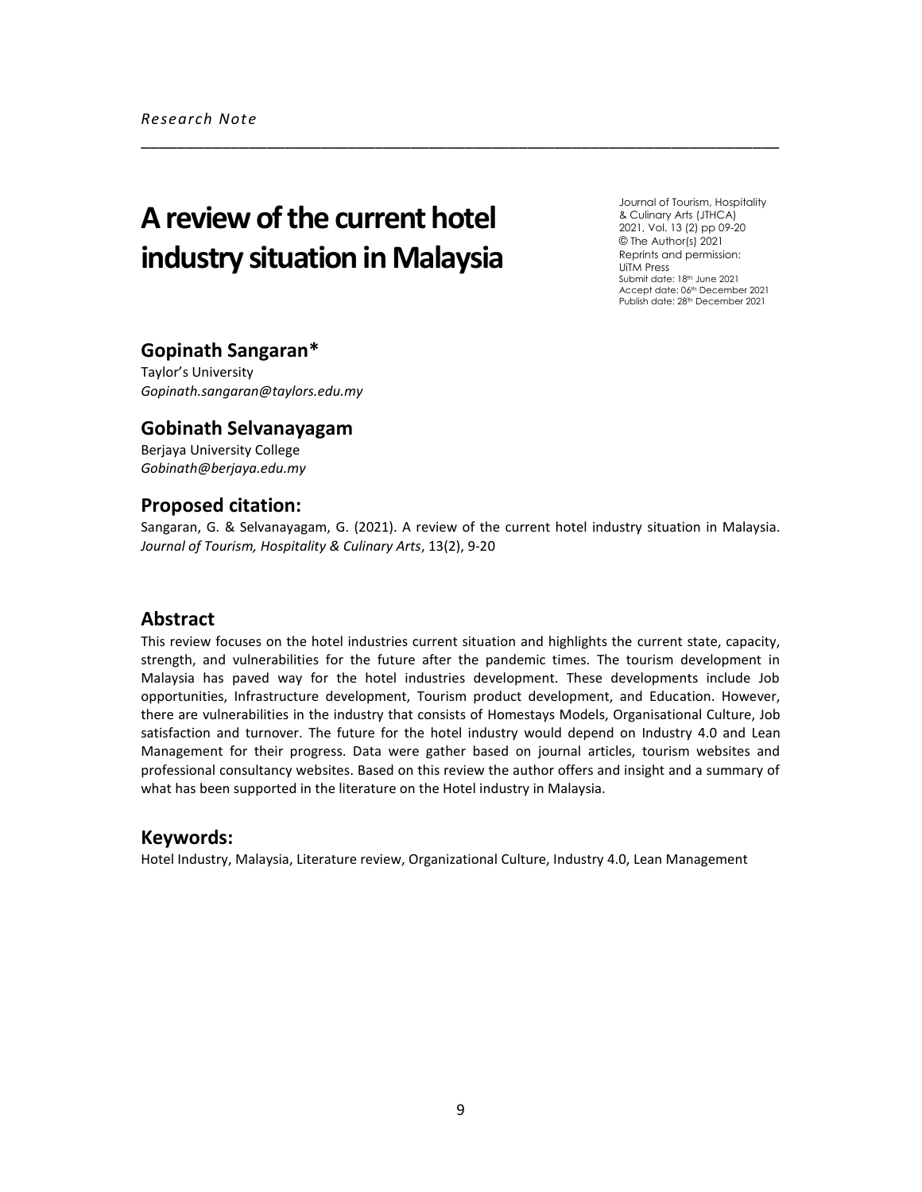*Research Note*

# A review of the current hotel industry situation in Malaysia

Journal of Tourism, Hospitality & Culinary Arts (JTHCA)
2021, Vol. 13 (2) pp 09-20
© The Author(s) 2021
Reprints and permission: UiTM Press
Submit date: 18th June 2021
Accept date: 06th December 2021
Publish date: 28th December 2021

## Gopinath Sangaran*

Taylor's University
*Gopinath.sangaran@taylors.edu.my*

## Gobinath Selvanayagam

Berjaya University College
*Gobinath@berjaya.edu.my*

## Proposed citation:

Sangaran, G. & Selvanayagam, G. (2021). A review of the current hotel industry situation in Malaysia. *Journal of Tourism, Hospitality & Culinary Arts*, 13(2), 9-20

## Abstract

This review focuses on the hotel industries current situation and highlights the current state, capacity, strength, and vulnerabilities for the future after the pandemic times. The tourism development in Malaysia has paved way for the hotel industries development. These developments include Job opportunities, Infrastructure development, Tourism product development, and Education. However, there are vulnerabilities in the industry that consists of Homestays Models, Organisational Culture, Job satisfaction and turnover. The future for the hotel industry would depend on Industry 4.0 and Lean Management for their progress. Data were gather based on journal articles, tourism websites and professional consultancy websites. Based on this review the author offers and insight and a summary of what has been supported in the literature on the Hotel industry in Malaysia.

## Keywords:

Hotel Industry, Malaysia, Literature review, Organizational Culture, Industry 4.0, Lean Management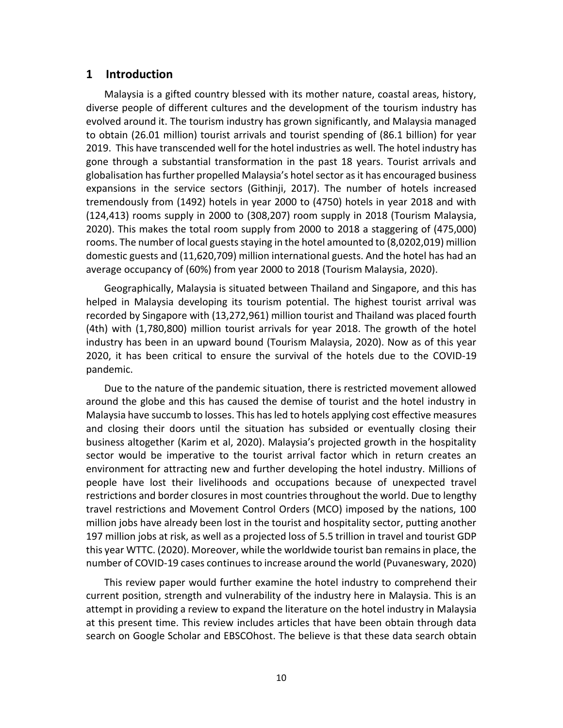## 1 Introduction

Malaysia is a gifted country blessed with its mother nature, coastal areas, history, diverse people of different cultures and the development of the tourism industry has evolved around it. The tourism industry has grown significantly, and Malaysia managed to obtain (26.01 million) tourist arrivals and tourist spending of (86.1 billion) for year 2019. This have transcended well for the hotel industries as well. The hotel industry has gone through a substantial transformation in the past 18 years. Tourist arrivals and globalisation has further propelled Malaysia's hotel sector as it has encouraged business expansions in the service sectors (Githinji, 2017). The number of hotels increased tremendously from (1492) hotels in year 2000 to (4750) hotels in year 2018 and with (124,413) rooms supply in 2000 to (308,207) room supply in 2018 (Tourism Malaysia, 2020). This makes the total room supply from 2000 to 2018 a staggering of (475,000) rooms. The number of local guests staying in the hotel amounted to (8,0202,019) million domestic guests and (11,620,709) million international guests. And the hotel has had an average occupancy of (60%) from year 2000 to 2018 (Tourism Malaysia, 2020).

Geographically, Malaysia is situated between Thailand and Singapore, and this has helped in Malaysia developing its tourism potential. The highest tourist arrival was recorded by Singapore with (13,272,961) million tourist and Thailand was placed fourth (4th) with (1,780,800) million tourist arrivals for year 2018. The growth of the hotel industry has been in an upward bound (Tourism Malaysia, 2020). Now as of this year 2020, it has been critical to ensure the survival of the hotels due to the COVID-19 pandemic.

Due to the nature of the pandemic situation, there is restricted movement allowed around the globe and this has caused the demise of tourist and the hotel industry in Malaysia have succumb to losses. This has led to hotels applying cost effective measures and closing their doors until the situation has subsided or eventually closing their business altogether (Karim et al, 2020). Malaysia's projected growth in the hospitality sector would be imperative to the tourist arrival factor which in return creates an environment for attracting new and further developing the hotel industry. Millions of people have lost their livelihoods and occupations because of unexpected travel restrictions and border closures in most countries throughout the world. Due to lengthy travel restrictions and Movement Control Orders (MCO) imposed by the nations, 100 million jobs have already been lost in the tourist and hospitality sector, putting another 197 million jobs at risk, as well as a projected loss of 5.5 trillion in travel and tourist GDP this year WTTC. (2020). Moreover, while the worldwide tourist ban remains in place, the number of COVID-19 cases continues to increase around the world (Puvaneswary, 2020)

This review paper would further examine the hotel industry to comprehend their current position, strength and vulnerability of the industry here in Malaysia. This is an attempt in providing a review to expand the literature on the hotel industry in Malaysia at this present time. This review includes articles that have been obtain through data search on Google Scholar and EBSCOhost. The believe is that these data search obtain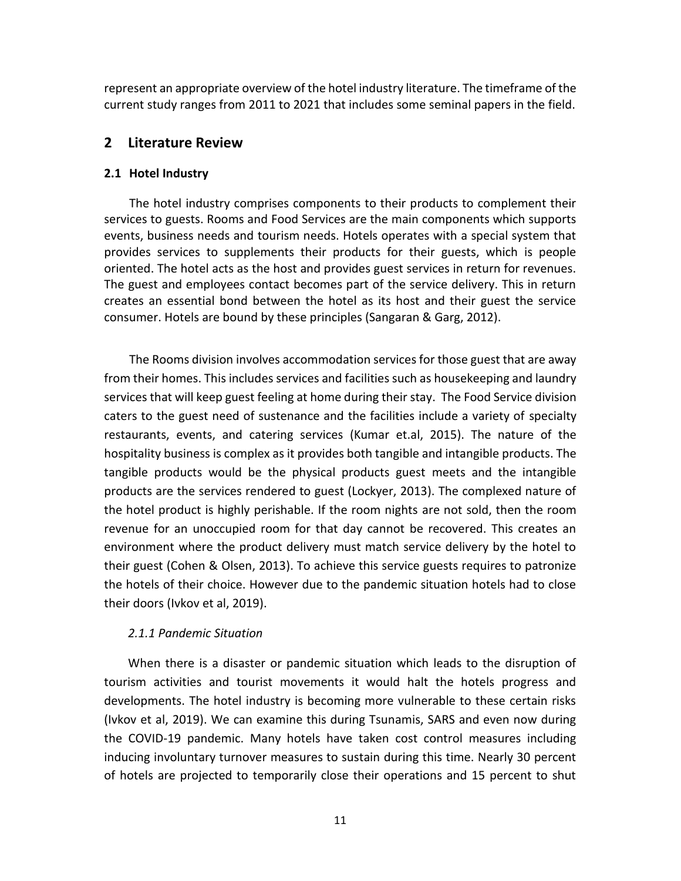represent an appropriate overview of the hotel industry literature. The timeframe of the current study ranges from 2011 to 2021 that includes some seminal papers in the field.

## 2 Literature Review

### 2.1 Hotel Industry

The hotel industry comprises components to their products to complement their services to guests. Rooms and Food Services are the main components which supports events, business needs and tourism needs. Hotels operates with a special system that provides services to supplements their products for their guests, which is people oriented. The hotel acts as the host and provides guest services in return for revenues. The guest and employees contact becomes part of the service delivery. This in return creates an essential bond between the hotel as its host and their guest the service consumer. Hotels are bound by these principles (Sangaran & Garg, 2012).

The Rooms division involves accommodation services for those guest that are away from their homes. This includes services and facilities such as housekeeping and laundry services that will keep guest feeling at home during their stay. The Food Service division caters to the guest need of sustenance and the facilities include a variety of specialty restaurants, events, and catering services (Kumar et.al, 2015). The nature of the hospitality business is complex as it provides both tangible and intangible products. The tangible products would be the physical products guest meets and the intangible products are the services rendered to guest (Lockyer, 2013). The complexed nature of the hotel product is highly perishable. If the room nights are not sold, then the room revenue for an unoccupied room for that day cannot be recovered. This creates an environment where the product delivery must match service delivery by the hotel to their guest (Cohen & Olsen, 2013). To achieve this service guests requires to patronize the hotels of their choice. However due to the pandemic situation hotels had to close their doors (Ivkov et al, 2019).

#### *2.1.1 Pandemic Situation*

When there is a disaster or pandemic situation which leads to the disruption of tourism activities and tourist movements it would halt the hotels progress and developments. The hotel industry is becoming more vulnerable to these certain risks (Ivkov et al, 2019). We can examine this during Tsunamis, SARS and even now during the COVID-19 pandemic. Many hotels have taken cost control measures including inducing involuntary turnover measures to sustain during this time. Nearly 30 percent of hotels are projected to temporarily close their operations and 15 percent to shut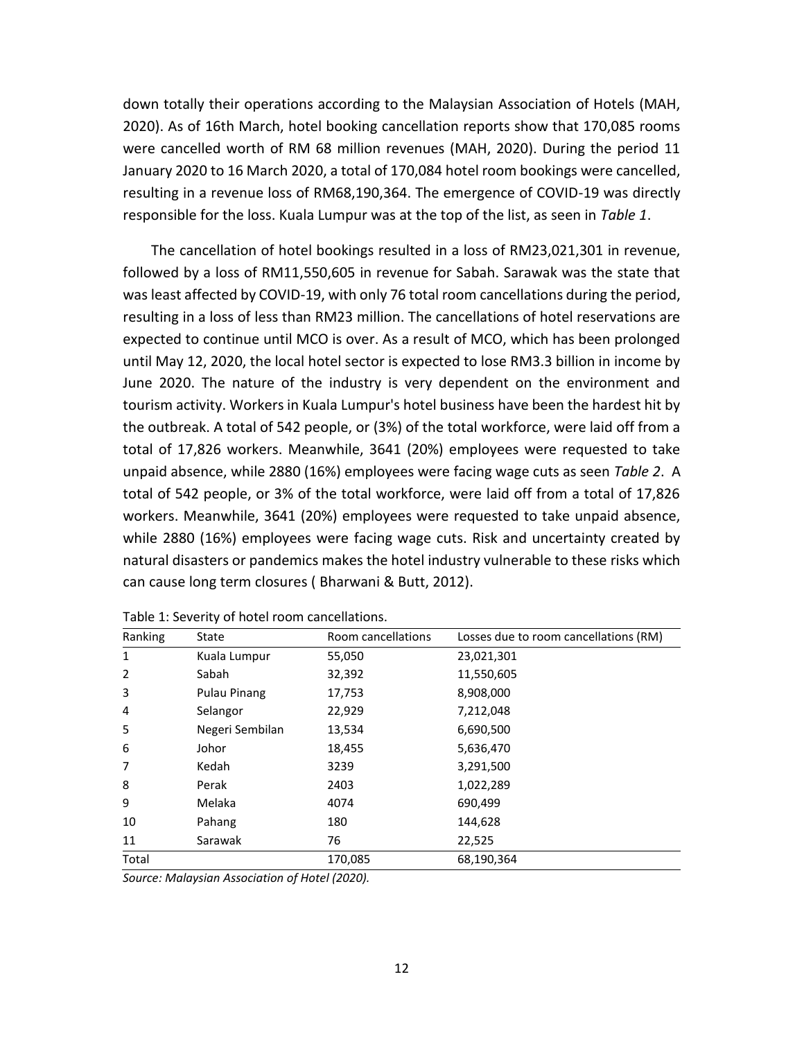down totally their operations according to the Malaysian Association of Hotels (MAH, 2020). As of 16th March, hotel booking cancellation reports show that 170,085 rooms were cancelled worth of RM 68 million revenues (MAH, 2020). During the period 11 January 2020 to 16 March 2020, a total of 170,084 hotel room bookings were cancelled, resulting in a revenue loss of RM68,190,364. The emergence of COVID-19 was directly responsible for the loss. Kuala Lumpur was at the top of the list, as seen in *Table 1*.

The cancellation of hotel bookings resulted in a loss of RM23,021,301 in revenue, followed by a loss of RM11,550,605 in revenue for Sabah. Sarawak was the state that was least affected by COVID-19, with only 76 total room cancellations during the period, resulting in a loss of less than RM23 million. The cancellations of hotel reservations are expected to continue until MCO is over. As a result of MCO, which has been prolonged until May 12, 2020, the local hotel sector is expected to lose RM3.3 billion in income by June 2020. The nature of the industry is very dependent on the environment and tourism activity. Workers in Kuala Lumpur's hotel business have been the hardest hit by the outbreak. A total of 542 people, or (3%) of the total workforce, were laid off from a total of 17,826 workers. Meanwhile, 3641 (20%) employees were requested to take unpaid absence, while 2880 (16%) employees were facing wage cuts as seen *Table 2*. A total of 542 people, or 3% of the total workforce, were laid off from a total of 17,826 workers. Meanwhile, 3641 (20%) employees were requested to take unpaid absence, while 2880 (16%) employees were facing wage cuts. Risk and uncertainty created by natural disasters or pandemics makes the hotel industry vulnerable to these risks which can cause long term closures ( Bharwani & Butt, 2012).

Table 1: Severity of hotel room cancellations.

| Ranking | State | Room cancellations | Losses due to room cancellations (RM) |
|---|---|---|---|
| 1 | Kuala Lumpur | 55,050 | 23,021,301 |
| 2 | Sabah | 32,392 | 11,550,605 |
| 3 | Pulau Pinang | 17,753 | 8,908,000 |
| 4 | Selangor | 22,929 | 7,212,048 |
| 5 | Negeri Sembilan | 13,534 | 6,690,500 |
| 6 | Johor | 18,455 | 5,636,470 |
| 7 | Kedah | 3239 | 3,291,500 |
| 8 | Perak | 2403 | 1,022,289 |
| 9 | Melaka | 4074 | 690,499 |
| 10 | Pahang | 180 | 144,628 |
| 11 | Sarawak | 76 | 22,525 |
| Total | | 170,085 | 68,190,364 |

*Source: Malaysian Association of Hotel (2020).*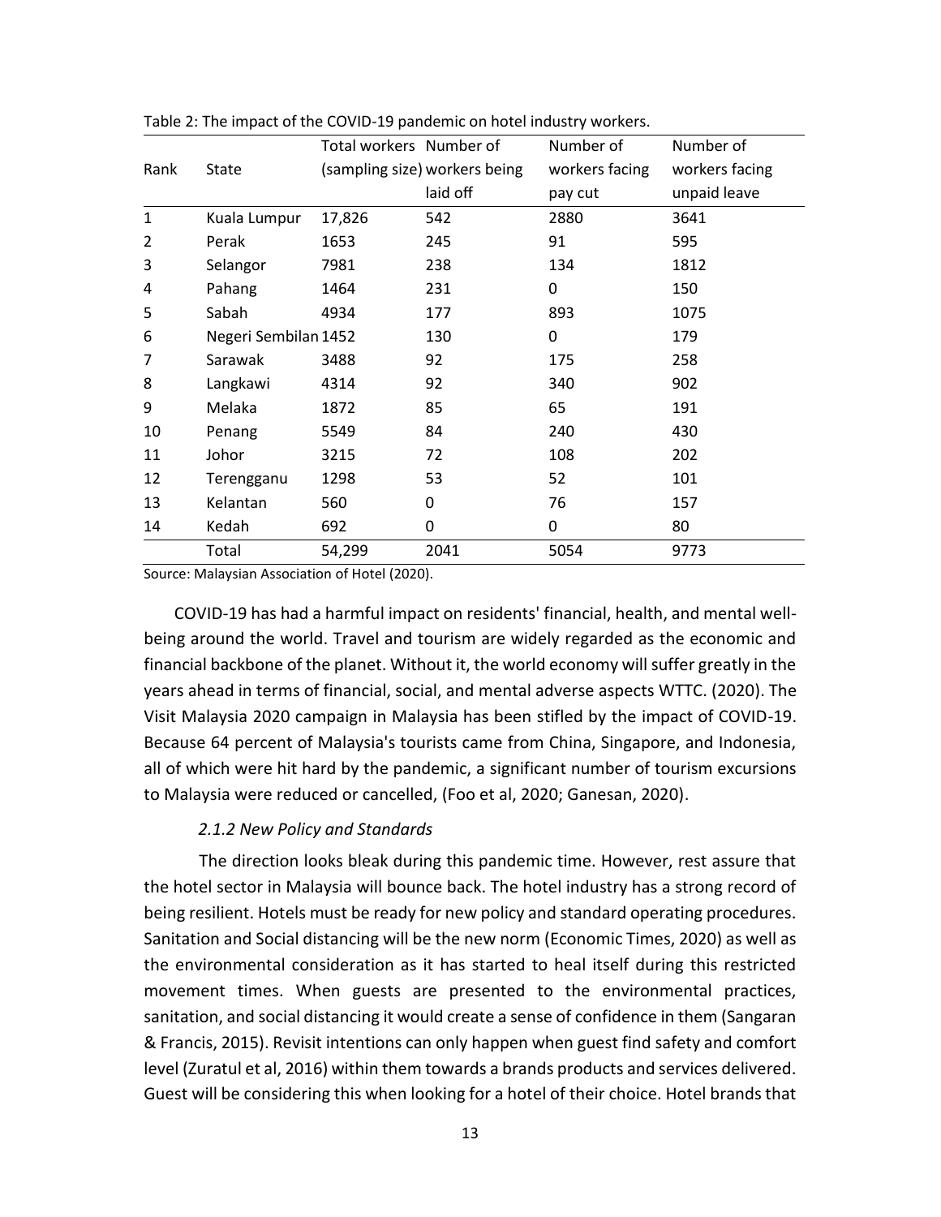Table 2: The impact of the COVID-19 pandemic on hotel industry workers.

| Rank | State | Total workers (sampling size) | Number of workers being laid off | Number of workers facing pay cut | Number of workers facing unpaid leave |
|---|---|---|---|---|---|
| 1 | Kuala Lumpur | 17,826 | 542 | 2880 | 3641 |
| 2 | Perak | 1653 | 245 | 91 | 595 |
| 3 | Selangor | 7981 | 238 | 134 | 1812 |
| 4 | Pahang | 1464 | 231 | 0 | 150 |
| 5 | Sabah | 4934 | 177 | 893 | 1075 |
| 6 | Negeri Sembilan | 1452 | 130 | 0 | 179 |
| 7 | Sarawak | 3488 | 92 | 175 | 258 |
| 8 | Langkawi | 4314 | 92 | 340 | 902 |
| 9 | Melaka | 1872 | 85 | 65 | 191 |
| 10 | Penang | 5549 | 84 | 240 | 430 |
| 11 | Johor | 3215 | 72 | 108 | 202 |
| 12 | Terengganu | 1298 | 53 | 52 | 101 |
| 13 | Kelantan | 560 | 0 | 76 | 157 |
| 14 | Kedah | 692 | 0 | 0 | 80 |
| | Total | 54,299 | 2041 | 5054 | 9773 |

Source: Malaysian Association of Hotel (2020).

COVID-19 has had a harmful impact on residents' financial, health, and mental well-being around the world. Travel and tourism are widely regarded as the economic and financial backbone of the planet. Without it, the world economy will suffer greatly in the years ahead in terms of financial, social, and mental adverse aspects WTTC. (2020). The Visit Malaysia 2020 campaign in Malaysia has been stifled by the impact of COVID-19. Because 64 percent of Malaysia's tourists came from China, Singapore, and Indonesia, all of which were hit hard by the pandemic, a significant number of tourism excursions to Malaysia were reduced or cancelled, (Foo et al, 2020; Ganesan, 2020).

*2.1.2 New Policy and Standards*

The direction looks bleak during this pandemic time. However, rest assure that the hotel sector in Malaysia will bounce back. The hotel industry has a strong record of being resilient. Hotels must be ready for new policy and standard operating procedures. Sanitation and Social distancing will be the new norm (Economic Times, 2020) as well as the environmental consideration as it has started to heal itself during this restricted movement times. When guests are presented to the environmental practices, sanitation, and social distancing it would create a sense of confidence in them (Sangaran & Francis, 2015). Revisit intentions can only happen when guest find safety and comfort level (Zuratul et al, 2016) within them towards a brands products and services delivered. Guest will be considering this when looking for a hotel of their choice. Hotel brands that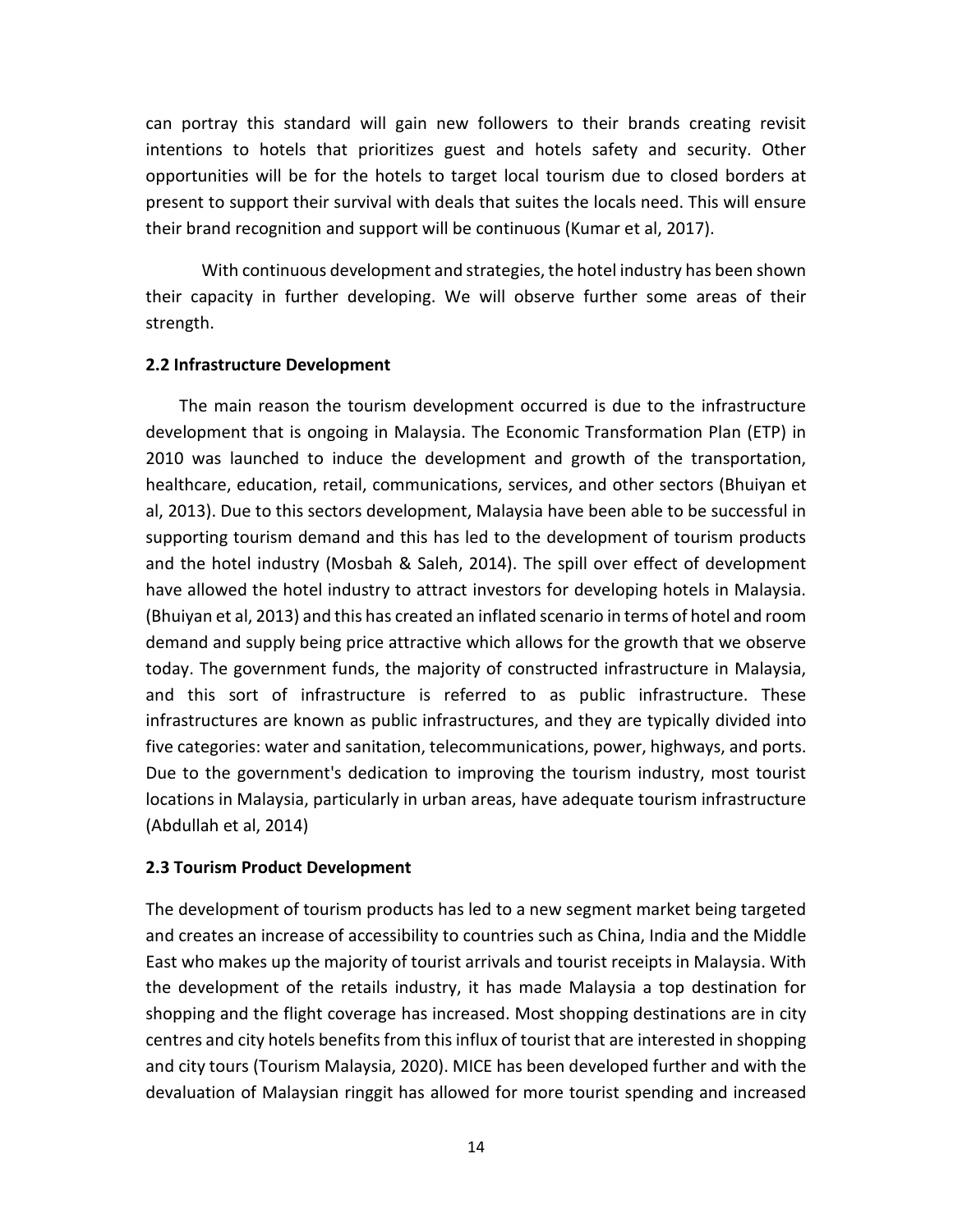can portray this standard will gain new followers to their brands creating revisit intentions to hotels that prioritizes guest and hotels safety and security. Other opportunities will be for the hotels to target local tourism due to closed borders at present to support their survival with deals that suites the locals need. This will ensure their brand recognition and support will be continuous (Kumar et al, 2017).

With continuous development and strategies, the hotel industry has been shown their capacity in further developing. We will observe further some areas of their strength.

### 2.2 Infrastructure Development

The main reason the tourism development occurred is due to the infrastructure development that is ongoing in Malaysia. The Economic Transformation Plan (ETP) in 2010 was launched to induce the development and growth of the transportation, healthcare, education, retail, communications, services, and other sectors (Bhuiyan et al, 2013). Due to this sectors development, Malaysia have been able to be successful in supporting tourism demand and this has led to the development of tourism products and the hotel industry (Mosbah & Saleh, 2014). The spill over effect of development have allowed the hotel industry to attract investors for developing hotels in Malaysia. (Bhuiyan et al, 2013) and this has created an inflated scenario in terms of hotel and room demand and supply being price attractive which allows for the growth that we observe today. The government funds, the majority of constructed infrastructure in Malaysia, and this sort of infrastructure is referred to as public infrastructure. These infrastructures are known as public infrastructures, and they are typically divided into five categories: water and sanitation, telecommunications, power, highways, and ports. Due to the government's dedication to improving the tourism industry, most tourist locations in Malaysia, particularly in urban areas, have adequate tourism infrastructure (Abdullah et al, 2014)

### 2.3 Tourism Product Development

The development of tourism products has led to a new segment market being targeted and creates an increase of accessibility to countries such as China, India and the Middle East who makes up the majority of tourist arrivals and tourist receipts in Malaysia. With the development of the retails industry, it has made Malaysia a top destination for shopping and the flight coverage has increased. Most shopping destinations are in city centres and city hotels benefits from this influx of tourist that are interested in shopping and city tours (Tourism Malaysia, 2020). MICE has been developed further and with the devaluation of Malaysian ringgit has allowed for more tourist spending and increased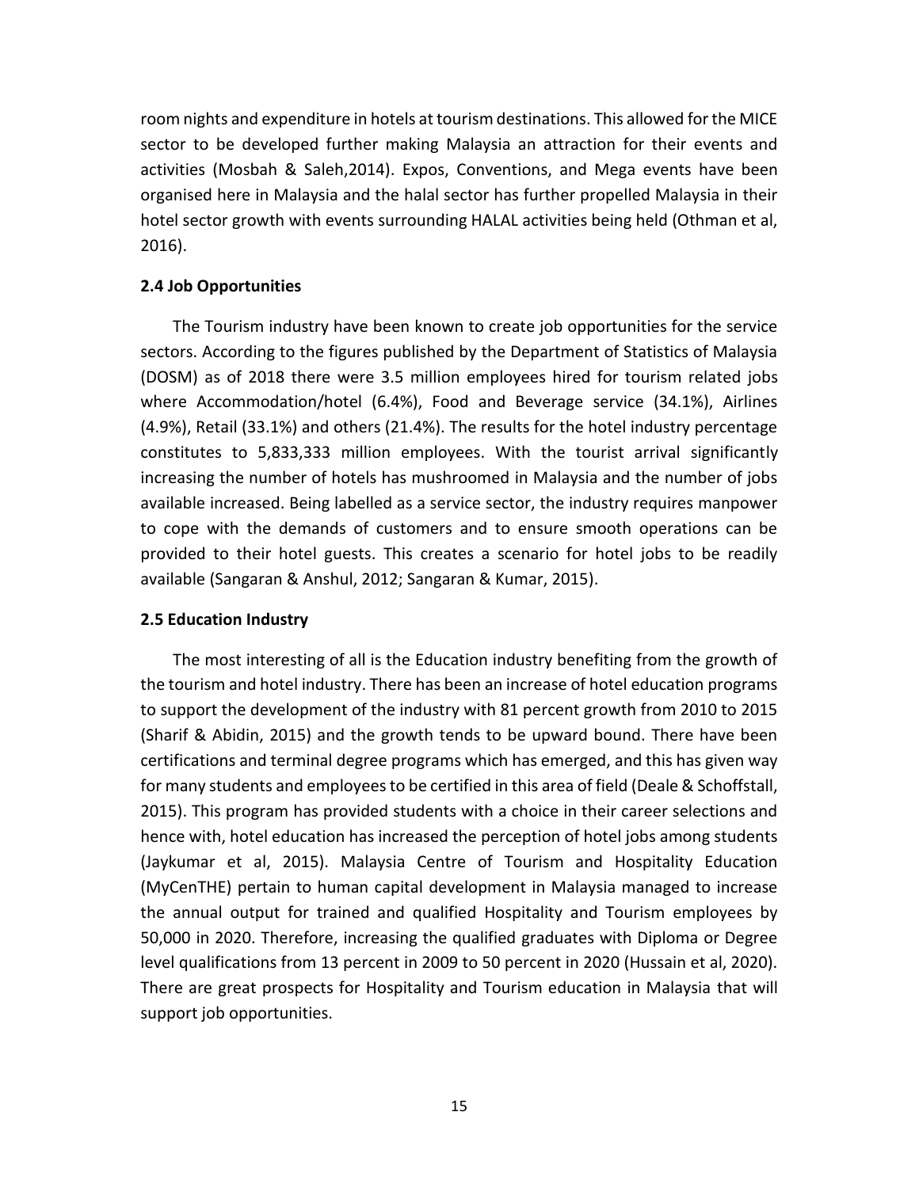room nights and expenditure in hotels at tourism destinations. This allowed for the MICE sector to be developed further making Malaysia an attraction for their events and activities (Mosbah & Saleh,2014). Expos, Conventions, and Mega events have been organised here in Malaysia and the halal sector has further propelled Malaysia in their hotel sector growth with events surrounding HALAL activities being held (Othman et al, 2016).

### 2.4 Job Opportunities

The Tourism industry have been known to create job opportunities for the service sectors. According to the figures published by the Department of Statistics of Malaysia (DOSM) as of 2018 there were 3.5 million employees hired for tourism related jobs where Accommodation/hotel (6.4%), Food and Beverage service (34.1%), Airlines (4.9%), Retail (33.1%) and others (21.4%). The results for the hotel industry percentage constitutes to 5,833,333 million employees. With the tourist arrival significantly increasing the number of hotels has mushroomed in Malaysia and the number of jobs available increased. Being labelled as a service sector, the industry requires manpower to cope with the demands of customers and to ensure smooth operations can be provided to their hotel guests. This creates a scenario for hotel jobs to be readily available (Sangaran & Anshul, 2012; Sangaran & Kumar, 2015).

### 2.5 Education Industry

The most interesting of all is the Education industry benefiting from the growth of the tourism and hotel industry. There has been an increase of hotel education programs to support the development of the industry with 81 percent growth from 2010 to 2015 (Sharif & Abidin, 2015) and the growth tends to be upward bound. There have been certifications and terminal degree programs which has emerged, and this has given way for many students and employees to be certified in this area of field (Deale & Schoffstall, 2015). This program has provided students with a choice in their career selections and hence with, hotel education has increased the perception of hotel jobs among students (Jaykumar et al, 2015). Malaysia Centre of Tourism and Hospitality Education (MyCenTHE) pertain to human capital development in Malaysia managed to increase the annual output for trained and qualified Hospitality and Tourism employees by 50,000 in 2020. Therefore, increasing the qualified graduates with Diploma or Degree level qualifications from 13 percent in 2009 to 50 percent in 2020 (Hussain et al, 2020). There are great prospects for Hospitality and Tourism education in Malaysia that will support job opportunities.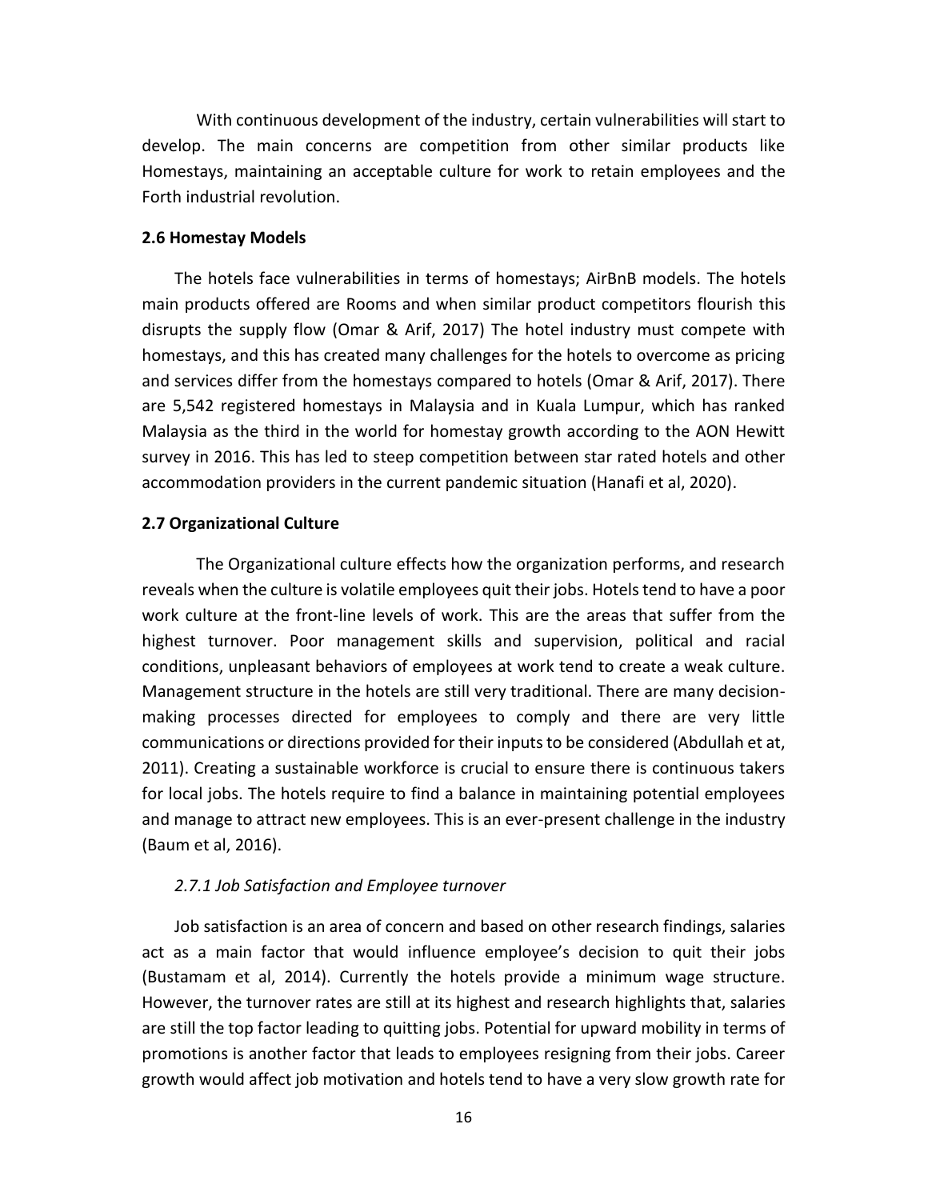With continuous development of the industry, certain vulnerabilities will start to develop. The main concerns are competition from other similar products like Homestays, maintaining an acceptable culture for work to retain employees and the Forth industrial revolution.

### 2.6 Homestay Models

The hotels face vulnerabilities in terms of homestays; AirBnB models. The hotels main products offered are Rooms and when similar product competitors flourish this disrupts the supply flow (Omar & Arif, 2017) The hotel industry must compete with homestays, and this has created many challenges for the hotels to overcome as pricing and services differ from the homestays compared to hotels (Omar & Arif, 2017). There are 5,542 registered homestays in Malaysia and in Kuala Lumpur, which has ranked Malaysia as the third in the world for homestay growth according to the AON Hewitt survey in 2016. This has led to steep competition between star rated hotels and other accommodation providers in the current pandemic situation (Hanafi et al, 2020).

### 2.7 Organizational Culture

The Organizational culture effects how the organization performs, and research reveals when the culture is volatile employees quit their jobs. Hotels tend to have a poor work culture at the front-line levels of work. This are the areas that suffer from the highest turnover. Poor management skills and supervision, political and racial conditions, unpleasant behaviors of employees at work tend to create a weak culture. Management structure in the hotels are still very traditional. There are many decision-making processes directed for employees to comply and there are very little communications or directions provided for their inputs to be considered (Abdullah et at, 2011). Creating a sustainable workforce is crucial to ensure there is continuous takers for local jobs. The hotels require to find a balance in maintaining potential employees and manage to attract new employees. This is an ever-present challenge in the industry (Baum et al, 2016).

#### *2.7.1 Job Satisfaction and Employee turnover*

Job satisfaction is an area of concern and based on other research findings, salaries act as a main factor that would influence employee's decision to quit their jobs (Bustamam et al, 2014). Currently the hotels provide a minimum wage structure. However, the turnover rates are still at its highest and research highlights that, salaries are still the top factor leading to quitting jobs. Potential for upward mobility in terms of promotions is another factor that leads to employees resigning from their jobs. Career growth would affect job motivation and hotels tend to have a very slow growth rate for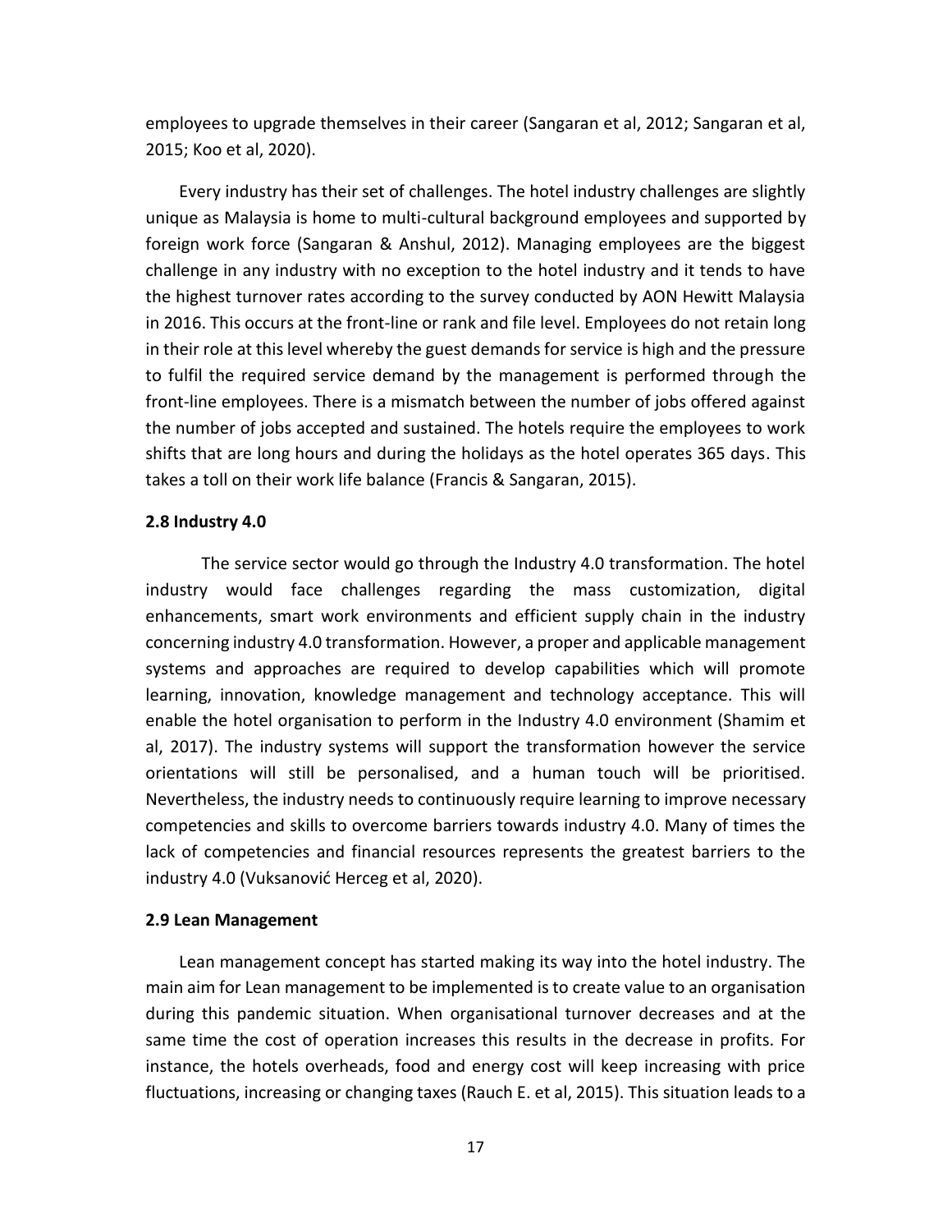employees to upgrade themselves in their career (Sangaran et al, 2012; Sangaran et al, 2015; Koo et al, 2020).

Every industry has their set of challenges. The hotel industry challenges are slightly unique as Malaysia is home to multi-cultural background employees and supported by foreign work force (Sangaran & Anshul, 2012). Managing employees are the biggest challenge in any industry with no exception to the hotel industry and it tends to have the highest turnover rates according to the survey conducted by AON Hewitt Malaysia in 2016. This occurs at the front-line or rank and file level. Employees do not retain long in their role at this level whereby the guest demands for service is high and the pressure to fulfil the required service demand by the management is performed through the front-line employees. There is a mismatch between the number of jobs offered against the number of jobs accepted and sustained. The hotels require the employees to work shifts that are long hours and during the holidays as the hotel operates 365 days. This takes a toll on their work life balance (Francis & Sangaran, 2015).

### 2.8 Industry 4.0

The service sector would go through the Industry 4.0 transformation. The hotel industry would face challenges regarding the mass customization, digital enhancements, smart work environments and efficient supply chain in the industry concerning industry 4.0 transformation. However, a proper and applicable management systems and approaches are required to develop capabilities which will promote learning, innovation, knowledge management and technology acceptance. This will enable the hotel organisation to perform in the Industry 4.0 environment (Shamim et al, 2017). The industry systems will support the transformation however the service orientations will still be personalised, and a human touch will be prioritised. Nevertheless, the industry needs to continuously require learning to improve necessary competencies and skills to overcome barriers towards industry 4.0. Many of times the lack of competencies and financial resources represents the greatest barriers to the industry 4.0 (Vuksanović Herceg et al, 2020).

### 2.9 Lean Management

Lean management concept has started making its way into the hotel industry. The main aim for Lean management to be implemented is to create value to an organisation during this pandemic situation. When organisational turnover decreases and at the same time the cost of operation increases this results in the decrease in profits. For instance, the hotels overheads, food and energy cost will keep increasing with price fluctuations, increasing or changing taxes (Rauch E. et al, 2015). This situation leads to a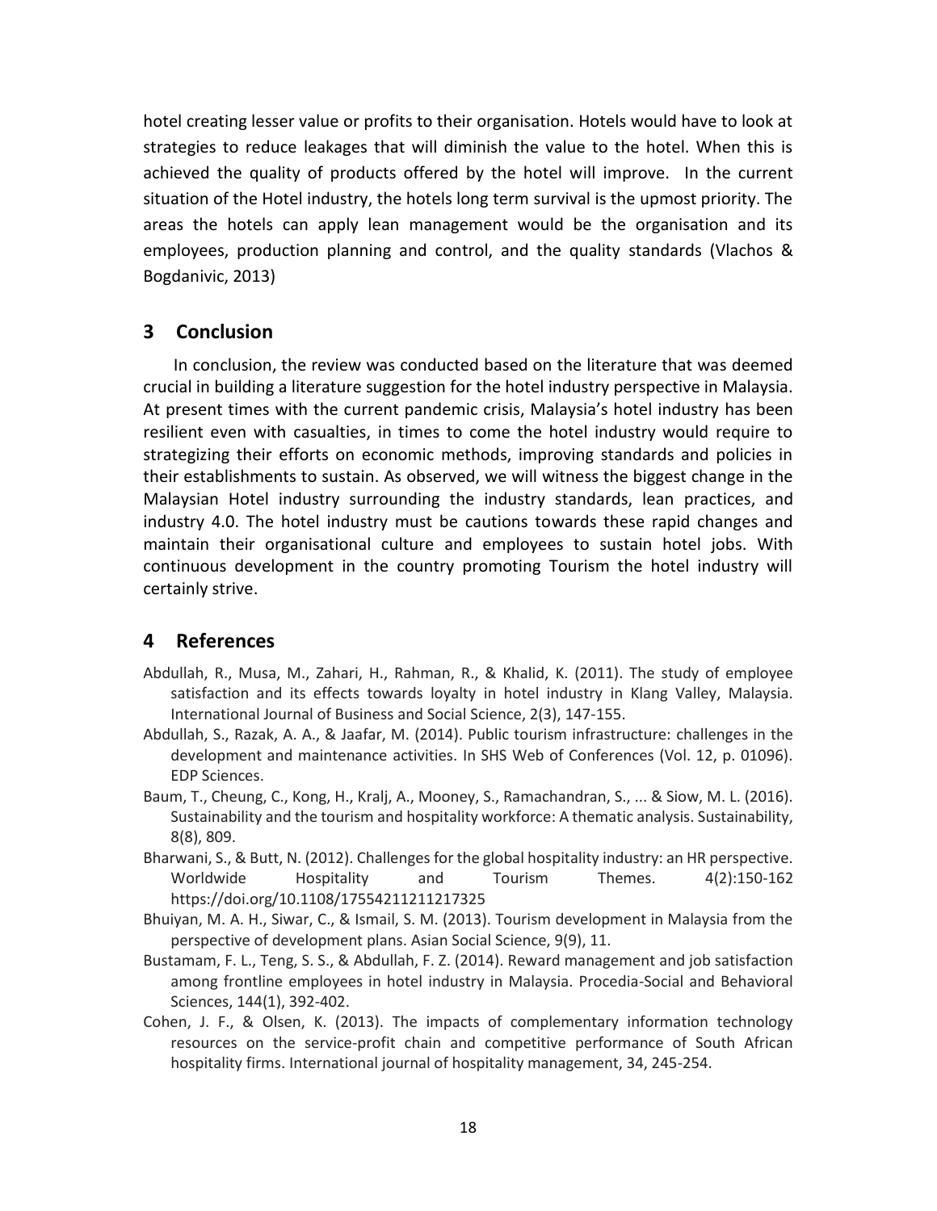hotel creating lesser value or profits to their organisation. Hotels would have to look at strategies to reduce leakages that will diminish the value to the hotel. When this is achieved the quality of products offered by the hotel will improve. In the current situation of the Hotel industry, the hotels long term survival is the upmost priority. The areas the hotels can apply lean management would be the organisation and its employees, production planning and control, and the quality standards (Vlachos & Bogdanivic, 2013)

## 3 Conclusion

In conclusion, the review was conducted based on the literature that was deemed crucial in building a literature suggestion for the hotel industry perspective in Malaysia. At present times with the current pandemic crisis, Malaysia's hotel industry has been resilient even with casualties, in times to come the hotel industry would require to strategizing their efforts on economic methods, improving standards and policies in their establishments to sustain. As observed, we will witness the biggest change in the Malaysian Hotel industry surrounding the industry standards, lean practices, and industry 4.0. The hotel industry must be cautions towards these rapid changes and maintain their organisational culture and employees to sustain hotel jobs. With continuous development in the country promoting Tourism the hotel industry will certainly strive.

## 4 References

Abdullah, R., Musa, M., Zahari, H., Rahman, R., & Khalid, K. (2011). The study of employee satisfaction and its effects towards loyalty in hotel industry in Klang Valley, Malaysia. International Journal of Business and Social Science, 2(3), 147-155.

Abdullah, S., Razak, A. A., & Jaafar, M. (2014). Public tourism infrastructure: challenges in the development and maintenance activities. In SHS Web of Conferences (Vol. 12, p. 01096). EDP Sciences.

Baum, T., Cheung, C., Kong, H., Kralj, A., Mooney, S., Ramachandran, S., ... & Siow, M. L. (2016). Sustainability and the tourism and hospitality workforce: A thematic analysis. Sustainability, 8(8), 809.

Bharwani, S., & Butt, N. (2012). Challenges for the global hospitality industry: an HR perspective. Worldwide Hospitality and Tourism Themes. 4(2):150-162 https://doi.org/10.1108/17554211211217325

Bhuiyan, M. A. H., Siwar, C., & Ismail, S. M. (2013). Tourism development in Malaysia from the perspective of development plans. Asian Social Science, 9(9), 11.

Bustamam, F. L., Teng, S. S., & Abdullah, F. Z. (2014). Reward management and job satisfaction among frontline employees in hotel industry in Malaysia. Procedia-Social and Behavioral Sciences, 144(1), 392-402.

Cohen, J. F., & Olsen, K. (2013). The impacts of complementary information technology resources on the service-profit chain and competitive performance of South African hospitality firms. International journal of hospitality management, 34, 245-254.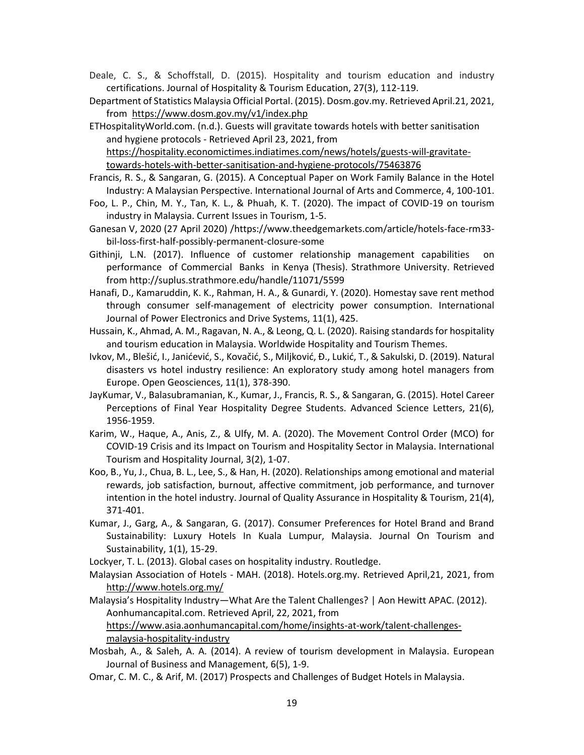Deale, C. S., & Schoffstall, D. (2015). Hospitality and tourism education and industry certifications. Journal of Hospitality & Tourism Education, 27(3), 112-119.

Department of Statistics Malaysia Official Portal. (2015). Dosm.gov.my. Retrieved April.21, 2021, from https://www.dosm.gov.my/v1/index.php

ETHospitalityWorld.com. (n.d.). Guests will gravitate towards hotels with better sanitisation and hygiene protocols - Retrieved April 23, 2021, from https://hospitality.economictimes.indiatimes.com/news/hotels/guests-will-gravitate-towards-hotels-with-better-sanitisation-and-hygiene-protocols/75463876

Francis, R. S., & Sangaran, G. (2015). A Conceptual Paper on Work Family Balance in the Hotel Industry: A Malaysian Perspective. International Journal of Arts and Commerce, 4, 100-101.

Foo, L. P., Chin, M. Y., Tan, K. L., & Phuah, K. T. (2020). The impact of COVID-19 on tourism industry in Malaysia. Current Issues in Tourism, 1-5.

Ganesan V, 2020 (27 April 2020) /https://www.theedgemarkets.com/article/hotels-face-rm33-bil-loss-first-half-possibly-permanent-closure-some

Githinji, L.N. (2017). Influence of customer relationship management capabilities on performance of Commercial Banks in Kenya (Thesis). Strathmore University. Retrieved from http://suplus.strathmore.edu/handle/11071/5599

Hanafi, D., Kamaruddin, K. K., Rahman, H. A., & Gunardi, Y. (2020). Homestay save rent method through consumer self-management of electricity power consumption. International Journal of Power Electronics and Drive Systems, 11(1), 425.

Hussain, K., Ahmad, A. M., Ragavan, N. A., & Leong, Q. L. (2020). Raising standards for hospitality and tourism education in Malaysia. Worldwide Hospitality and Tourism Themes.

Ivkov, M., Blešić, I., Janićević, S., Kovačić, S., Miljković, Đ., Lukić, T., & Sakulski, D. (2019). Natural disasters vs hotel industry resilience: An exploratory study among hotel managers from Europe. Open Geosciences, 11(1), 378-390.

JayKumar, V., Balasubramanian, K., Kumar, J., Francis, R. S., & Sangaran, G. (2015). Hotel Career Perceptions of Final Year Hospitality Degree Students. Advanced Science Letters, 21(6), 1956-1959.

Karim, W., Haque, A., Anis, Z., & Ulfy, M. A. (2020). The Movement Control Order (MCO) for COVID-19 Crisis and its Impact on Tourism and Hospitality Sector in Malaysia. International Tourism and Hospitality Journal, 3(2), 1-07.

Koo, B., Yu, J., Chua, B. L., Lee, S., & Han, H. (2020). Relationships among emotional and material rewards, job satisfaction, burnout, affective commitment, job performance, and turnover intention in the hotel industry. Journal of Quality Assurance in Hospitality & Tourism, 21(4), 371-401.

Kumar, J., Garg, A., & Sangaran, G. (2017). Consumer Preferences for Hotel Brand and Brand Sustainability: Luxury Hotels In Kuala Lumpur, Malaysia. Journal On Tourism and Sustainability, 1(1), 15-29.

Lockyer, T. L. (2013). Global cases on hospitality industry. Routledge.

Malaysian Association of Hotels - MAH. (2018). Hotels.org.my. Retrieved April,21, 2021, from http://www.hotels.org.my/

Malaysia's Hospitality Industry—What Are the Talent Challenges? | Aon Hewitt APAC. (2012). Aonhumancapital.com. Retrieved April, 22, 2021, from https://www.asia.aonhumancapital.com/home/insights-at-work/talent-challenges-malaysia-hospitality-industry

Mosbah, A., & Saleh, A. A. (2014). A review of tourism development in Malaysia. European Journal of Business and Management, 6(5), 1-9.

Omar, C. M. C., & Arif, M. (2017) Prospects and Challenges of Budget Hotels in Malaysia.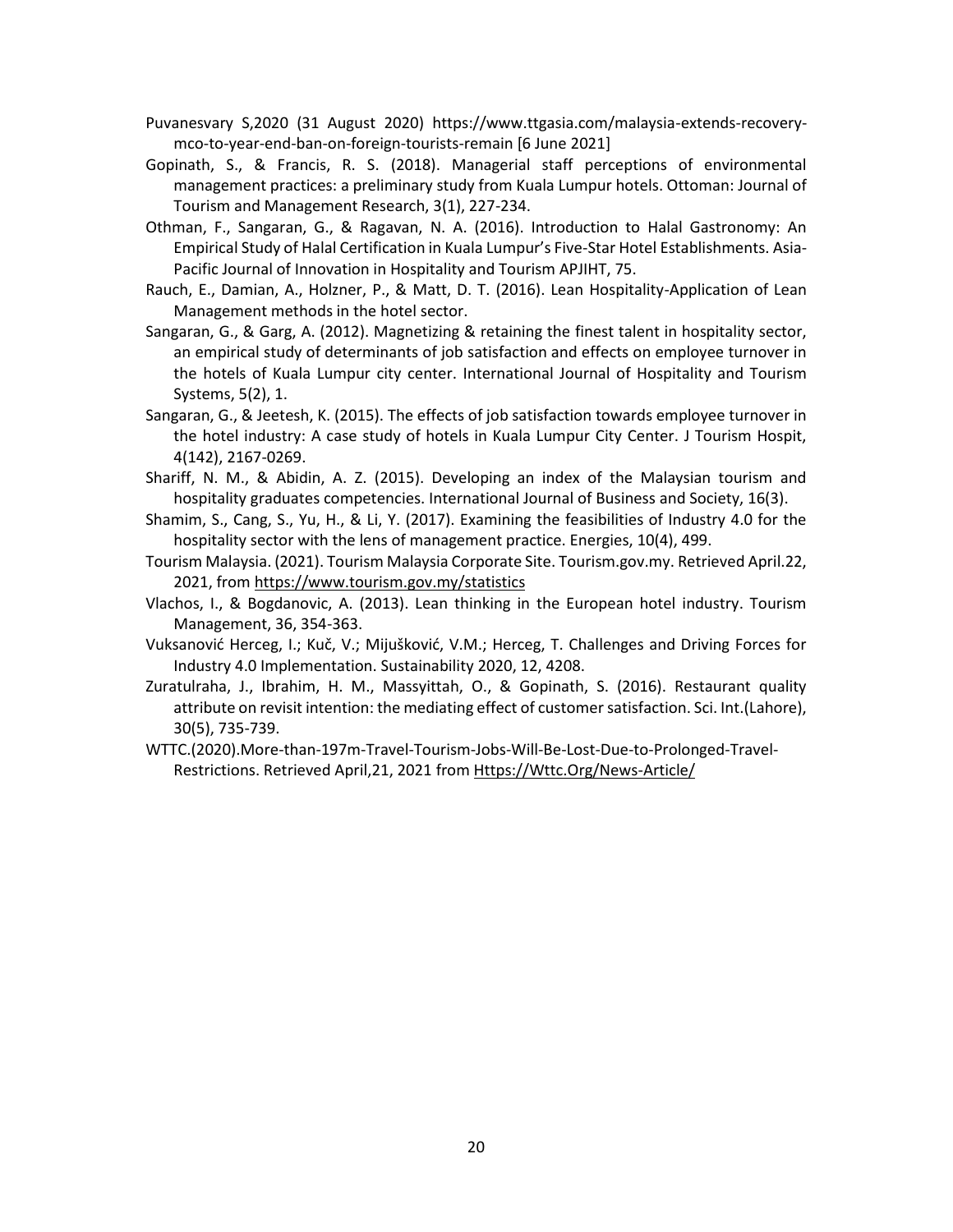Puvanesvary S,2020 (31 August 2020) https://www.ttgasia.com/malaysia-extends-recovery-mco-to-year-end-ban-on-foreign-tourists-remain [6 June 2021]

Gopinath, S., & Francis, R. S. (2018). Managerial staff perceptions of environmental management practices: a preliminary study from Kuala Lumpur hotels. Ottoman: Journal of Tourism and Management Research, 3(1), 227-234.

Othman, F., Sangaran, G., & Ragavan, N. A. (2016). Introduction to Halal Gastronomy: An Empirical Study of Halal Certification in Kuala Lumpur's Five-Star Hotel Establishments. Asia-Pacific Journal of Innovation in Hospitality and Tourism APJIHT, 75.

Rauch, E., Damian, A., Holzner, P., & Matt, D. T. (2016). Lean Hospitality-Application of Lean Management methods in the hotel sector.

Sangaran, G., & Garg, A. (2012). Magnetizing & retaining the finest talent in hospitality sector, an empirical study of determinants of job satisfaction and effects on employee turnover in the hotels of Kuala Lumpur city center. International Journal of Hospitality and Tourism Systems, 5(2), 1.

Sangaran, G., & Jeetesh, K. (2015). The effects of job satisfaction towards employee turnover in the hotel industry: A case study of hotels in Kuala Lumpur City Center. J Tourism Hospit, 4(142), 2167-0269.

Shariff, N. M., & Abidin, A. Z. (2015). Developing an index of the Malaysian tourism and hospitality graduates competencies. International Journal of Business and Society, 16(3).

Shamim, S., Cang, S., Yu, H., & Li, Y. (2017). Examining the feasibilities of Industry 4.0 for the hospitality sector with the lens of management practice. Energies, 10(4), 499.

Tourism Malaysia. (2021). Tourism Malaysia Corporate Site. Tourism.gov.my. Retrieved April.22, 2021, from https://www.tourism.gov.my/statistics

Vlachos, I., & Bogdanovic, A. (2013). Lean thinking in the European hotel industry. Tourism Management, 36, 354-363.

Vuksanović Herceg, I.; Kuč, V.; Mijušković, V.M.; Herceg, T. Challenges and Driving Forces for Industry 4.0 Implementation. Sustainability 2020, 12, 4208.

Zuratulraha, J., Ibrahim, H. M., Massyittah, O., & Gopinath, S. (2016). Restaurant quality attribute on revisit intention: the mediating effect of customer satisfaction. Sci. Int.(Lahore), 30(5), 735-739.

WTTC.(2020).More-than-197m-Travel-Tourism-Jobs-Will-Be-Lost-Due-to-Prolonged-Travel-Restrictions. Retrieved April,21, 2021 from Https://Wttc.Org/News-Article/